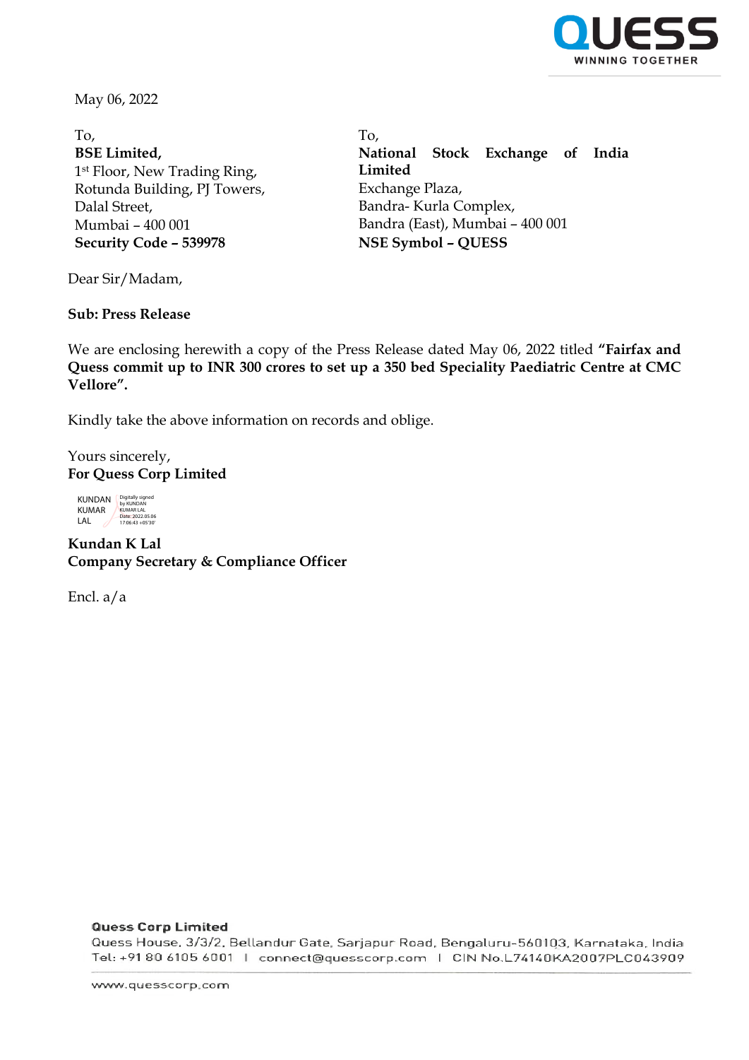May 06, 2022

To,
**BSE Limited,**
1st Floor, New Trading Ring,
Rotunda Building, PJ Towers,
Dalal Street,
Mumbai – 400 001
**Security Code – 539978**

To,
**National Stock Exchange of India Limited**
Exchange Plaza,
Bandra- Kurla Complex,
Bandra (East), Mumbai – 400 001
**NSE Symbol – QUESS**

Dear Sir/Madam,

**Sub: Press Release**

We are enclosing herewith a copy of the Press Release dated May 06, 2022 titled **"Fairfax and Quess commit up to INR 300 crores to set up a 350 bed Speciality Paediatric Centre at CMC Vellore".**

Kindly take the above information on records and oblige.

Yours sincerely,
**For Quess Corp Limited**

KUNDAN KUMAR LAL
Digitally signed by KUNDAN KUMAR LAL
Date: 2022.05.06 17:06:43 +05'30'

**Kundan K Lal**
**Company Secretary & Compliance Officer**

Encl. a/a

**Quess Corp Limited**
Quess House, 3/3/2, Bellandur Gate, Sarjapur Road, Bengaluru-560103, Karnataka, India
Tel: +91 80 6105 6001 | connect@quesscorp.com | CIN No.L74140KA2007PLC043909

www.quesscorp.com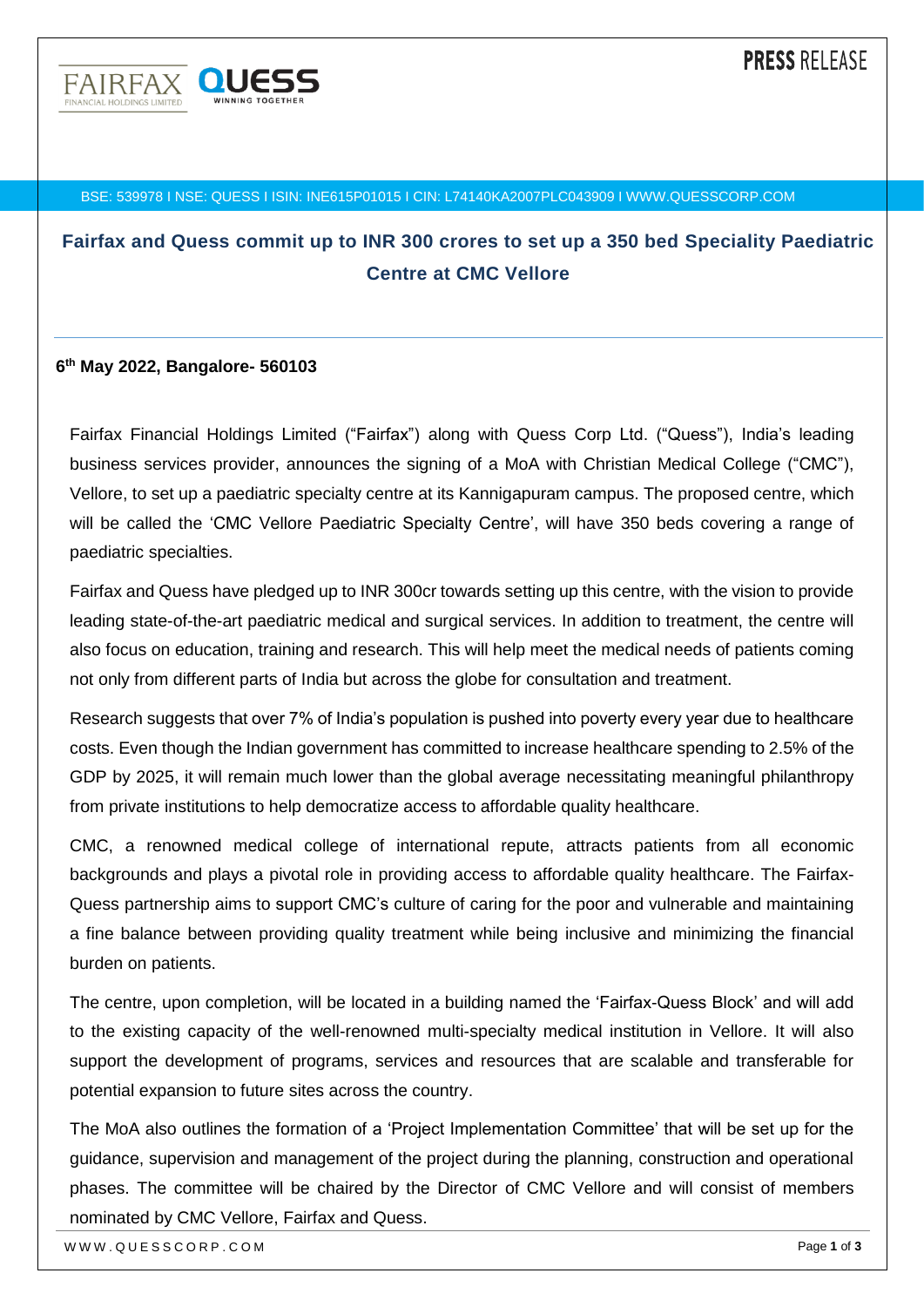**PRESS RELEASE**

FAIRFAX FINANCIAL HOLDINGS LIMITED | QUESS WINNING TOGETHER

BSE: 539978 I NSE: QUESS I ISIN: INE615P01015 I CIN: L74140KA2007PLC043909 I WWW.QUESSCORP.COM

## Fairfax and Quess commit up to INR 300 crores to set up a 350 bed Speciality Paediatric Centre at CMC Vellore

**6th May 2022, Bangalore- 560103**

Fairfax Financial Holdings Limited ("Fairfax") along with Quess Corp Ltd. ("Quess"), India's leading business services provider, announces the signing of a MoA with Christian Medical College ("CMC"), Vellore, to set up a paediatric specialty centre at its Kannigapuram campus. The proposed centre, which will be called the 'CMC Vellore Paediatric Specialty Centre', will have 350 beds covering a range of paediatric specialties.

Fairfax and Quess have pledged up to INR 300cr towards setting up this centre, with the vision to provide leading state-of-the-art paediatric medical and surgical services. In addition to treatment, the centre will also focus on education, training and research. This will help meet the medical needs of patients coming not only from different parts of India but across the globe for consultation and treatment.

Research suggests that over 7% of India's population is pushed into poverty every year due to healthcare costs. Even though the Indian government has committed to increase healthcare spending to 2.5% of the GDP by 2025, it will remain much lower than the global average necessitating meaningful philanthropy from private institutions to help democratize access to affordable quality healthcare.

CMC, a renowned medical college of international repute, attracts patients from all economic backgrounds and plays a pivotal role in providing access to affordable quality healthcare. The Fairfax-Quess partnership aims to support CMC's culture of caring for the poor and vulnerable and maintaining a fine balance between providing quality treatment while being inclusive and minimizing the financial burden on patients.

The centre, upon completion, will be located in a building named the 'Fairfax-Quess Block' and will add to the existing capacity of the well-renowned multi-specialty medical institution in Vellore. It will also support the development of programs, services and resources that are scalable and transferable for potential expansion to future sites across the country.

The MoA also outlines the formation of a 'Project Implementation Committee' that will be set up for the guidance, supervision and management of the project during the planning, construction and operational phases. The committee will be chaired by the Director of CMC Vellore and will consist of members nominated by CMC Vellore, Fairfax and Quess.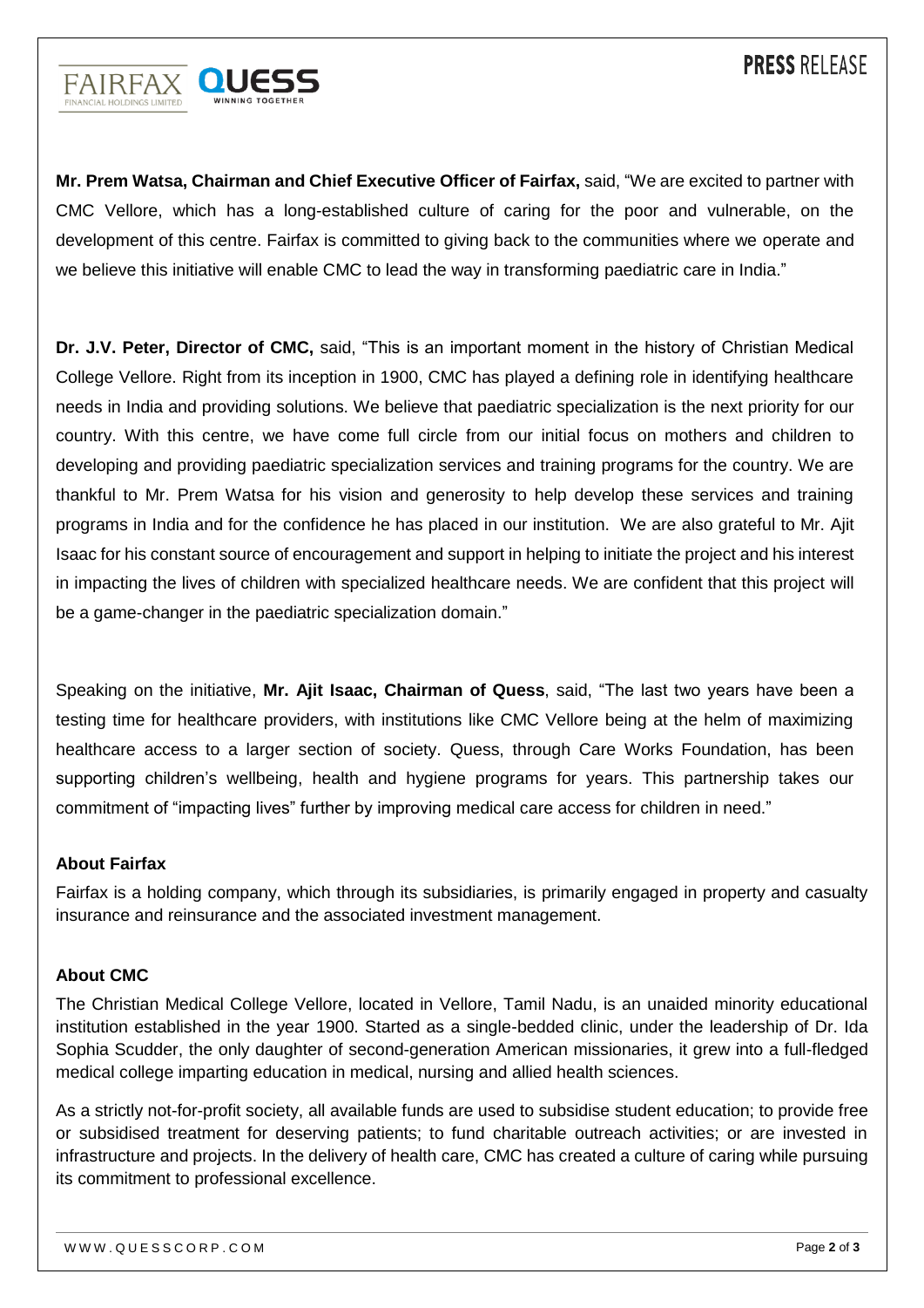**Mr. Prem Watsa, Chairman and Chief Executive Officer of Fairfax,** said, "We are excited to partner with CMC Vellore, which has a long-established culture of caring for the poor and vulnerable, on the development of this centre. Fairfax is committed to giving back to the communities where we operate and we believe this initiative will enable CMC to lead the way in transforming paediatric care in India."

**Dr. J.V. Peter, Director of CMC,** said, "This is an important moment in the history of Christian Medical College Vellore. Right from its inception in 1900, CMC has played a defining role in identifying healthcare needs in India and providing solutions. We believe that paediatric specialization is the next priority for our country. With this centre, we have come full circle from our initial focus on mothers and children to developing and providing paediatric specialization services and training programs for the country. We are thankful to Mr. Prem Watsa for his vision and generosity to help develop these services and training programs in India and for the confidence he has placed in our institution. We are also grateful to Mr. Ajit Isaac for his constant source of encouragement and support in helping to initiate the project and his interest in impacting the lives of children with specialized healthcare needs. We are confident that this project will be a game-changer in the paediatric specialization domain."

Speaking on the initiative, **Mr. Ajit Isaac, Chairman of Quess**, said, "The last two years have been a testing time for healthcare providers, with institutions like CMC Vellore being at the helm of maximizing healthcare access to a larger section of society. Quess, through Care Works Foundation, has been supporting children's wellbeing, health and hygiene programs for years. This partnership takes our commitment of "impacting lives" further by improving medical care access for children in need."

### About Fairfax

Fairfax is a holding company, which through its subsidiaries, is primarily engaged in property and casualty insurance and reinsurance and the associated investment management.

### About CMC

The Christian Medical College Vellore, located in Vellore, Tamil Nadu, is an unaided minority educational institution established in the year 1900. Started as a single-bedded clinic, under the leadership of Dr. Ida Sophia Scudder, the only daughter of second-generation American missionaries, it grew into a full-fledged medical college imparting education in medical, nursing and allied health sciences.

As a strictly not-for-profit society, all available funds are used to subsidise student education; to provide free or subsidised treatment for deserving patients; to fund charitable outreach activities; or are invested in infrastructure and projects. In the delivery of health care, CMC has created a culture of caring while pursuing its commitment to professional excellence.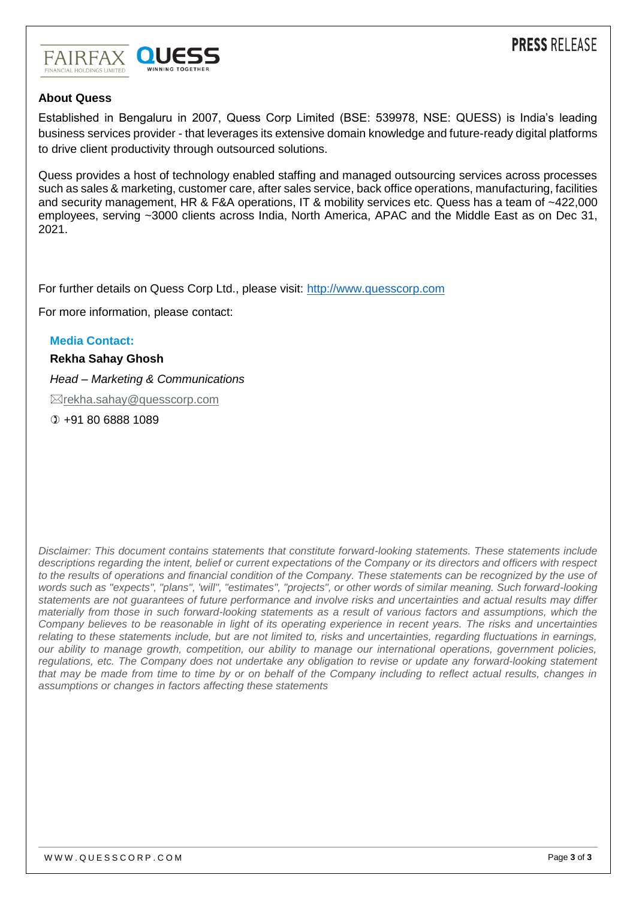## About Quess

Established in Bengaluru in 2007, Quess Corp Limited (BSE: 539978, NSE: QUESS) is India's leading business services provider - that leverages its extensive domain knowledge and future-ready digital platforms to drive client productivity through outsourced solutions.

Quess provides a host of technology enabled staffing and managed outsourcing services across processes such as sales & marketing, customer care, after sales service, back office operations, manufacturing, facilities and security management, HR & F&A operations, IT & mobility services etc. Quess has a team of ~422,000 employees, serving ~3000 clients across India, North America, APAC and the Middle East as on Dec 31, 2021.

For further details on Quess Corp Ltd., please visit: http://www.quesscorp.com

For more information, please contact:

**Media Contact:**

**Rekha Sahay Ghosh**

*Head – Marketing & Communications*

✉ rekha.sahay@quesscorp.com

✆ +91 80 6888 1089

*Disclaimer: This document contains statements that constitute forward-looking statements. These statements include descriptions regarding the intent, belief or current expectations of the Company or its directors and officers with respect to the results of operations and financial condition of the Company. These statements can be recognized by the use of words such as "expects", "plans", 'will", "estimates", "projects", or other words of similar meaning. Such forward-looking statements are not guarantees of future performance and involve risks and uncertainties and actual results may differ materially from those in such forward-looking statements as a result of various factors and assumptions, which the Company believes to be reasonable in light of its operating experience in recent years. The risks and uncertainties relating to these statements include, but are not limited to, risks and uncertainties, regarding fluctuations in earnings, our ability to manage growth, competition, our ability to manage our international operations, government policies, regulations, etc. The Company does not undertake any obligation to revise or update any forward-looking statement that may be made from time to time by or on behalf of the Company including to reflect actual results, changes in assumptions or changes in factors affecting these statements*